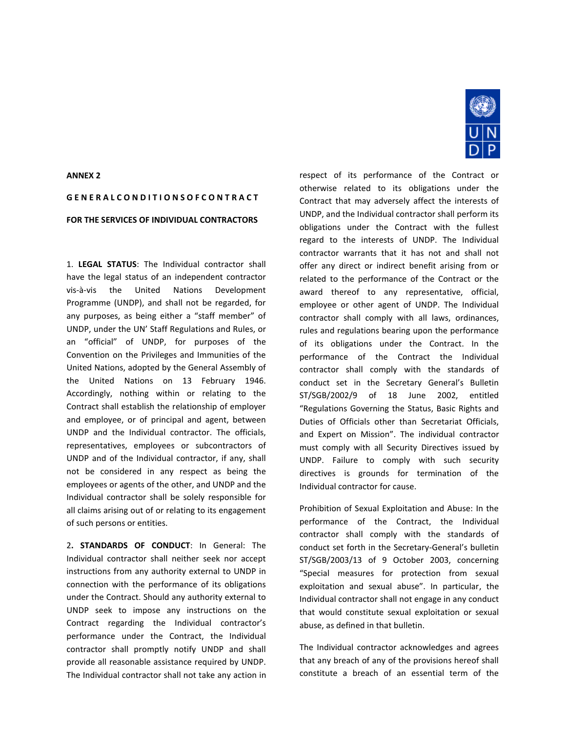**ANNEX 2**

**GENERAL CONDITIONS OF CONTRACT**

**FOR THE SERVICES OF INDIVIDUAL CONTRACTORS**

1. **LEGAL STATUS**: The Individual contractor shall have the legal status of an independent contractor vis-à-vis the United Nations Development Programme (UNDP), and shall not be regarded, for any purposes, as being either a "staff member" of UNDP, under the UN' Staff Regulations and Rules, or an "official" of UNDP, for purposes of the Convention on the Privileges and Immunities of the United Nations, adopted by the General Assembly of the United Nations on 13 February 1946. Accordingly, nothing within or relating to the Contract shall establish the relationship of employer and employee, or of principal and agent, between UNDP and the Individual contractor. The officials, representatives, employees or subcontractors of UNDP and of the Individual contractor, if any, shall not be considered in any respect as being the employees or agents of the other, and UNDP and the Individual contractor shall be solely responsible for all claims arising out of or relating to its engagement of such persons or entities.

2**. STANDARDS OF CONDUCT**: In General: The Individual contractor shall neither seek nor accept instructions from any authority external to UNDP in connection with the performance of its obligations under the Contract. Should any authority external to UNDP seek to impose any instructions on the Contract regarding the Individual contractor's performance under the Contract, the Individual contractor shall promptly notify UNDP and shall provide all reasonable assistance required by UNDP. The Individual contractor shall not take any action in respect of its performance of the Contract or otherwise related to its obligations under the Contract that may adversely affect the interests of UNDP, and the Individual contractor shall perform its obligations under the Contract with the fullest regard to the interests of UNDP. The Individual contractor warrants that it has not and shall not offer any direct or indirect benefit arising from or related to the performance of the Contract or the award thereof to any representative, official, employee or other agent of UNDP. The Individual contractor shall comply with all laws, ordinances, rules and regulations bearing upon the performance of its obligations under the Contract. In the performance of the Contract the Individual contractor shall comply with the standards of conduct set in the Secretary General's Bulletin ST/SGB/2002/9 of 18 June 2002, entitled "Regulations Governing the Status, Basic Rights and Duties of Officials other than Secretariat Officials, and Expert on Mission". The individual contractor must comply with all Security Directives issued by UNDP. Failure to comply with such security directives is grounds for termination of the Individual contractor for cause.

Prohibition of Sexual Exploitation and Abuse: In the performance of the Contract, the Individual contractor shall comply with the standards of conduct set forth in the Secretary-General's bulletin ST/SGB/2003/13 of 9 October 2003, concerning "Special measures for protection from sexual exploitation and sexual abuse". In particular, the Individual contractor shall not engage in any conduct that would constitute sexual exploitation or sexual abuse, as defined in that bulletin.

The Individual contractor acknowledges and agrees that any breach of any of the provisions hereof shall constitute a breach of an essential term of the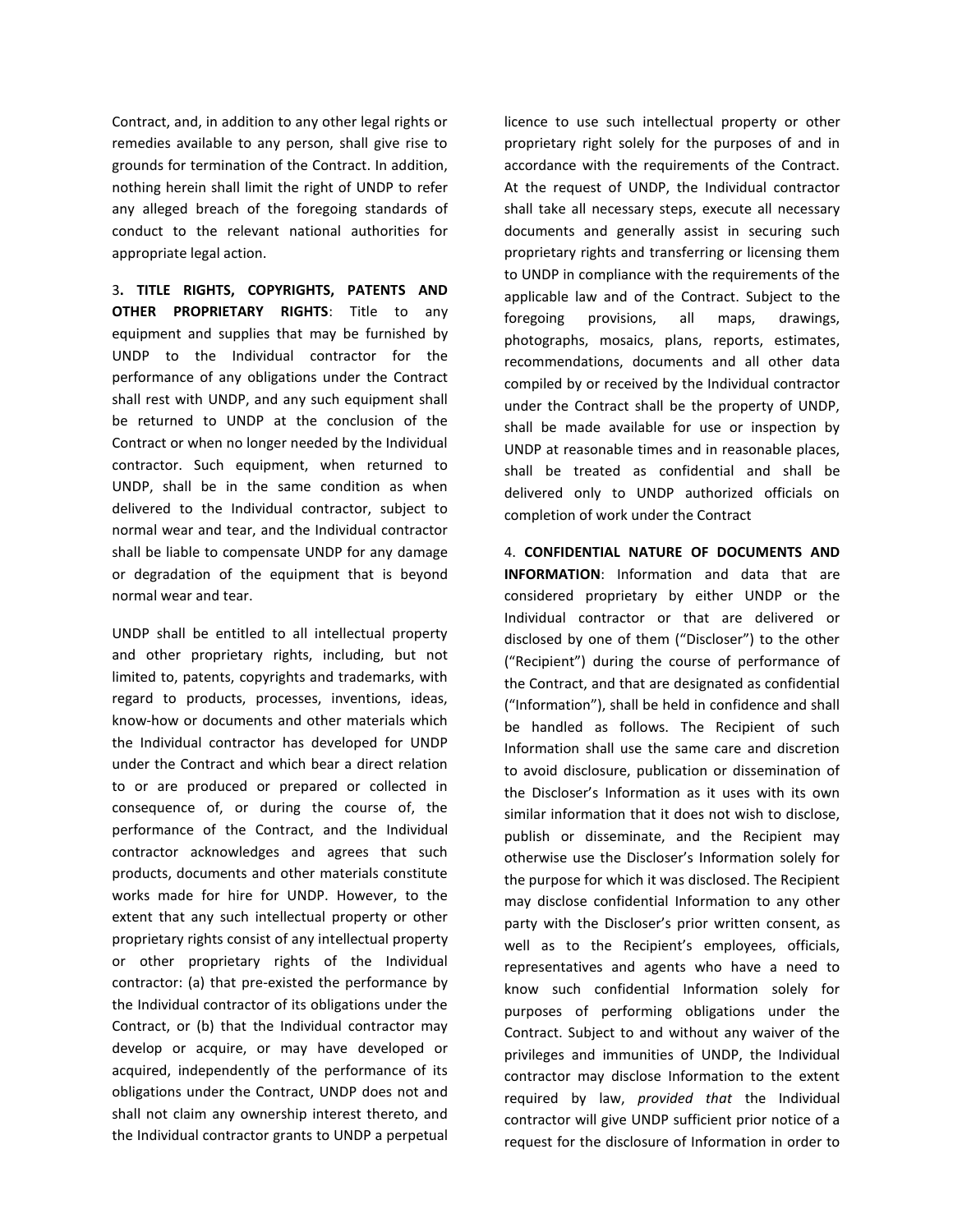Contract, and, in addition to any other legal rights or remedies available to any person, shall give rise to grounds for termination of the Contract. In addition, nothing herein shall limit the right of UNDP to refer any alleged breach of the foregoing standards of conduct to the relevant national authorities for appropriate legal action.

3**. TITLE RIGHTS, COPYRIGHTS, PATENTS AND OTHER PROPRIETARY RIGHTS**: Title to any equipment and supplies that may be furnished by UNDP to the Individual contractor for the performance of any obligations under the Contract shall rest with UNDP, and any such equipment shall be returned to UNDP at the conclusion of the Contract or when no longer needed by the Individual contractor. Such equipment, when returned to UNDP, shall be in the same condition as when delivered to the Individual contractor, subject to normal wear and tear, and the Individual contractor shall be liable to compensate UNDP for any damage or degradation of the equipment that is beyond normal wear and tear.

UNDP shall be entitled to all intellectual property and other proprietary rights, including, but not limited to, patents, copyrights and trademarks, with regard to products, processes, inventions, ideas, know-how or documents and other materials which the Individual contractor has developed for UNDP under the Contract and which bear a direct relation to or are produced or prepared or collected in consequence of, or during the course of, the performance of the Contract, and the Individual contractor acknowledges and agrees that such products, documents and other materials constitute works made for hire for UNDP. However, to the extent that any such intellectual property or other proprietary rights consist of any intellectual property or other proprietary rights of the Individual contractor: (a) that pre-existed the performance by the Individual contractor of its obligations under the Contract, or (b) that the Individual contractor may develop or acquire, or may have developed or acquired, independently of the performance of its obligations under the Contract, UNDP does not and shall not claim any ownership interest thereto, and the Individual contractor grants to UNDP a perpetual licence to use such intellectual property or other proprietary right solely for the purposes of and in accordance with the requirements of the Contract. At the request of UNDP, the Individual contractor shall take all necessary steps, execute all necessary documents and generally assist in securing such proprietary rights and transferring or licensing them to UNDP in compliance with the requirements of the applicable law and of the Contract. Subject to the foregoing provisions, all maps, drawings, photographs, mosaics, plans, reports, estimates, recommendations, documents and all other data compiled by or received by the Individual contractor under the Contract shall be the property of UNDP, shall be made available for use or inspection by UNDP at reasonable times and in reasonable places, shall be treated as confidential and shall be delivered only to UNDP authorized officials on completion of work under the Contract

4. **CONFIDENTIAL NATURE OF DOCUMENTS AND INFORMATION**: Information and data that are considered proprietary by either UNDP or the Individual contractor or that are delivered or disclosed by one of them ("Discloser") to the other ("Recipient") during the course of performance of the Contract, and that are designated as confidential ("Information"), shall be held in confidence and shall be handled as follows. The Recipient of such Information shall use the same care and discretion to avoid disclosure, publication or dissemination of the Discloser's Information as it uses with its own similar information that it does not wish to disclose, publish or disseminate, and the Recipient may otherwise use the Discloser's Information solely for the purpose for which it was disclosed. The Recipient may disclose confidential Information to any other party with the Discloser's prior written consent, as well as to the Recipient's employees, officials, representatives and agents who have a need to know such confidential Information solely for purposes of performing obligations under the Contract. Subject to and without any waiver of the privileges and immunities of UNDP, the Individual contractor may disclose Information to the extent required by law, *provided that* the Individual contractor will give UNDP sufficient prior notice of a request for the disclosure of Information in order to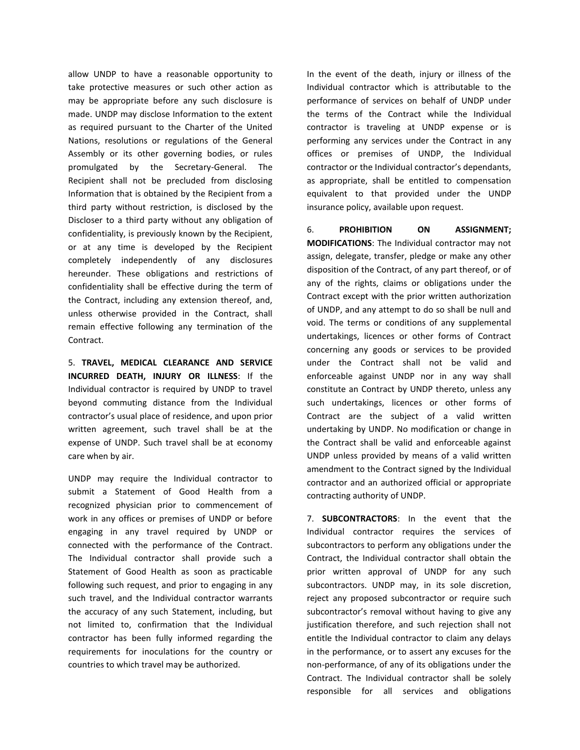allow UNDP to have a reasonable opportunity to take protective measures or such other action as may be appropriate before any such disclosure is made. UNDP may disclose Information to the extent as required pursuant to the Charter of the United Nations, resolutions or regulations of the General Assembly or its other governing bodies, or rules promulgated by the Secretary-General. The Recipient shall not be precluded from disclosing Information that is obtained by the Recipient from a third party without restriction, is disclosed by the Discloser to a third party without any obligation of confidentiality, is previously known by the Recipient, or at any time is developed by the Recipient completely independently of any disclosures hereunder. These obligations and restrictions of confidentiality shall be effective during the term of the Contract, including any extension thereof, and, unless otherwise provided in the Contract, shall remain effective following any termination of the Contract.

5. **TRAVEL, MEDICAL CLEARANCE AND SERVICE INCURRED DEATH, INJURY OR ILLNESS**: If the Individual contractor is required by UNDP to travel beyond commuting distance from the Individual contractor's usual place of residence, and upon prior written agreement, such travel shall be at the expense of UNDP. Such travel shall be at economy care when by air.

UNDP may require the Individual contractor to submit a Statement of Good Health from a recognized physician prior to commencement of work in any offices or premises of UNDP or before engaging in any travel required by UNDP or connected with the performance of the Contract. The Individual contractor shall provide such a Statement of Good Health as soon as practicable following such request, and prior to engaging in any such travel, and the Individual contractor warrants the accuracy of any such Statement, including, but not limited to, confirmation that the Individual contractor has been fully informed regarding the requirements for inoculations for the country or countries to which travel may be authorized.

In the event of the death, injury or illness of the Individual contractor which is attributable to the performance of services on behalf of UNDP under the terms of the Contract while the Individual contractor is traveling at UNDP expense or is performing any services under the Contract in any offices or premises of UNDP, the Individual contractor or the Individual contractor's dependants, as appropriate, shall be entitled to compensation equivalent to that provided under the UNDP insurance policy, available upon request.

6. **PROHIBITION ON ASSIGNMENT; MODIFICATIONS**: The Individual contractor may not assign, delegate, transfer, pledge or make any other disposition of the Contract, of any part thereof, or of any of the rights, claims or obligations under the Contract except with the prior written authorization of UNDP, and any attempt to do so shall be null and void. The terms or conditions of any supplemental undertakings, licences or other forms of Contract concerning any goods or services to be provided under the Contract shall not be valid and enforceable against UNDP nor in any way shall constitute an Contract by UNDP thereto, unless any such undertakings, licences or other forms of Contract are the subject of a valid written undertaking by UNDP. No modification or change in the Contract shall be valid and enforceable against UNDP unless provided by means of a valid written amendment to the Contract signed by the Individual contractor and an authorized official or appropriate contracting authority of UNDP.

7. **SUBCONTRACTORS**: In the event that the Individual contractor requires the services of subcontractors to perform any obligations under the Contract, the Individual contractor shall obtain the prior written approval of UNDP for any such subcontractors. UNDP may, in its sole discretion, reject any proposed subcontractor or require such subcontractor's removal without having to give any justification therefore, and such rejection shall not entitle the Individual contractor to claim any delays in the performance, or to assert any excuses for the non-performance, of any of its obligations under the Contract. The Individual contractor shall be solely responsible for all services and obligations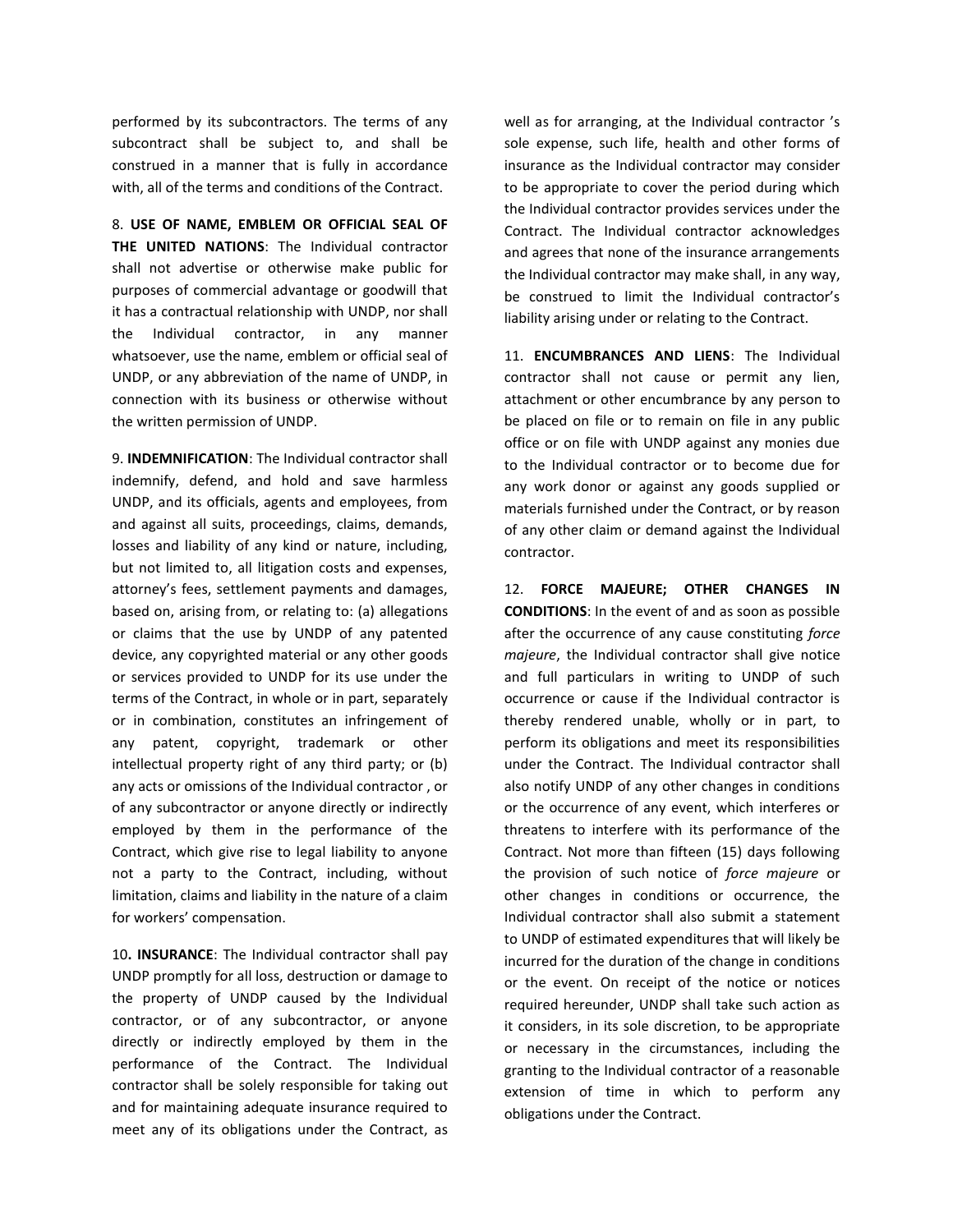performed by its subcontractors. The terms of any subcontract shall be subject to, and shall be construed in a manner that is fully in accordance with, all of the terms and conditions of the Contract.

8. **USE OF NAME, EMBLEM OR OFFICIAL SEAL OF THE UNITED NATIONS**: The Individual contractor shall not advertise or otherwise make public for purposes of commercial advantage or goodwill that it has a contractual relationship with UNDP, nor shall the Individual contractor, in any manner whatsoever, use the name, emblem or official seal of UNDP, or any abbreviation of the name of UNDP, in connection with its business or otherwise without the written permission of UNDP.

9. **INDEMNIFICATION**: The Individual contractor shall indemnify, defend, and hold and save harmless UNDP, and its officials, agents and employees, from and against all suits, proceedings, claims, demands, losses and liability of any kind or nature, including, but not limited to, all litigation costs and expenses, attorney's fees, settlement payments and damages, based on, arising from, or relating to: (a) allegations or claims that the use by UNDP of any patented device, any copyrighted material or any other goods or services provided to UNDP for its use under the terms of the Contract, in whole or in part, separately or in combination, constitutes an infringement of any patent, copyright, trademark or other intellectual property right of any third party; or (b) any acts or omissions of the Individual contractor , or of any subcontractor or anyone directly or indirectly employed by them in the performance of the Contract, which give rise to legal liability to anyone not a party to the Contract, including, without limitation, claims and liability in the nature of a claim for workers' compensation.

10**. INSURANCE**: The Individual contractor shall pay UNDP promptly for all loss, destruction or damage to the property of UNDP caused by the Individual contractor, or of any subcontractor, or anyone directly or indirectly employed by them in the performance of the Contract. The Individual contractor shall be solely responsible for taking out and for maintaining adequate insurance required to meet any of its obligations under the Contract, as well as for arranging, at the Individual contractor 's sole expense, such life, health and other forms of insurance as the Individual contractor may consider to be appropriate to cover the period during which the Individual contractor provides services under the Contract. The Individual contractor acknowledges and agrees that none of the insurance arrangements the Individual contractor may make shall, in any way, be construed to limit the Individual contractor's liability arising under or relating to the Contract.

11. **ENCUMBRANCES AND LIENS**: The Individual contractor shall not cause or permit any lien, attachment or other encumbrance by any person to be placed on file or to remain on file in any public office or on file with UNDP against any monies due to the Individual contractor or to become due for any work donor or against any goods supplied or materials furnished under the Contract, or by reason of any other claim or demand against the Individual contractor.

12. **FORCE MAJEURE; OTHER CHANGES IN CONDITIONS**: In the event of and as soon as possible after the occurrence of any cause constituting *force majeure*, the Individual contractor shall give notice and full particulars in writing to UNDP of such occurrence or cause if the Individual contractor is thereby rendered unable, wholly or in part, to perform its obligations and meet its responsibilities under the Contract. The Individual contractor shall also notify UNDP of any other changes in conditions or the occurrence of any event, which interferes or threatens to interfere with its performance of the Contract. Not more than fifteen (15) days following the provision of such notice of *force majeure* or other changes in conditions or occurrence, the Individual contractor shall also submit a statement to UNDP of estimated expenditures that will likely be incurred for the duration of the change in conditions or the event. On receipt of the notice or notices required hereunder, UNDP shall take such action as it considers, in its sole discretion, to be appropriate or necessary in the circumstances, including the granting to the Individual contractor of a reasonable extension of time in which to perform any obligations under the Contract.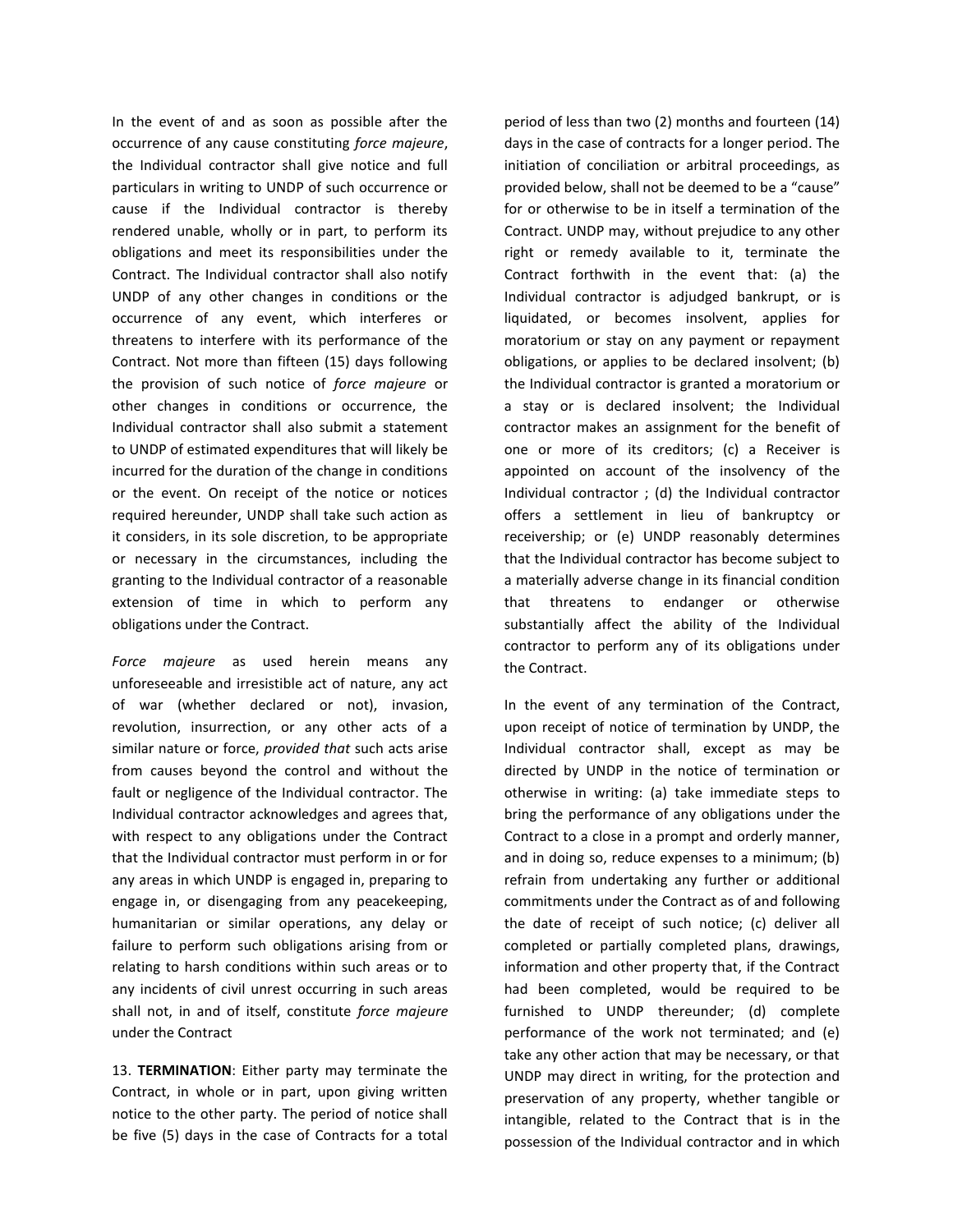In the event of and as soon as possible after the occurrence of any cause constituting *force majeure*, the Individual contractor shall give notice and full particulars in writing to UNDP of such occurrence or cause if the Individual contractor is thereby rendered unable, wholly or in part, to perform its obligations and meet its responsibilities under the Contract. The Individual contractor shall also notify UNDP of any other changes in conditions or the occurrence of any event, which interferes or threatens to interfere with its performance of the Contract. Not more than fifteen (15) days following the provision of such notice of *force majeure* or other changes in conditions or occurrence, the Individual contractor shall also submit a statement to UNDP of estimated expenditures that will likely be incurred for the duration of the change in conditions or the event. On receipt of the notice or notices required hereunder, UNDP shall take such action as it considers, in its sole discretion, to be appropriate or necessary in the circumstances, including the granting to the Individual contractor of a reasonable extension of time in which to perform any obligations under the Contract.

*Force majeure* as used herein means any unforeseeable and irresistible act of nature, any act of war (whether declared or not), invasion, revolution, insurrection, or any other acts of a similar nature or force, *provided that* such acts arise from causes beyond the control and without the fault or negligence of the Individual contractor. The Individual contractor acknowledges and agrees that, with respect to any obligations under the Contract that the Individual contractor must perform in or for any areas in which UNDP is engaged in, preparing to engage in, or disengaging from any peacekeeping, humanitarian or similar operations, any delay or failure to perform such obligations arising from or relating to harsh conditions within such areas or to any incidents of civil unrest occurring in such areas shall not, in and of itself, constitute *force majeure* under the Contract

13. **TERMINATION**: Either party may terminate the Contract, in whole or in part, upon giving written notice to the other party. The period of notice shall be five (5) days in the case of Contracts for a total period of less than two (2) months and fourteen (14) days in the case of contracts for a longer period. The initiation of conciliation or arbitral proceedings, as provided below, shall not be deemed to be a "cause" for or otherwise to be in itself a termination of the Contract. UNDP may, without prejudice to any other right or remedy available to it, terminate the Contract forthwith in the event that: (a) the Individual contractor is adjudged bankrupt, or is liquidated, or becomes insolvent, applies for moratorium or stay on any payment or repayment obligations, or applies to be declared insolvent; (b) the Individual contractor is granted a moratorium or a stay or is declared insolvent; the Individual contractor makes an assignment for the benefit of one or more of its creditors; (c) a Receiver is appointed on account of the insolvency of the Individual contractor ; (d) the Individual contractor offers a settlement in lieu of bankruptcy or receivership; or (e) UNDP reasonably determines that the Individual contractor has become subject to a materially adverse change in its financial condition that threatens to endanger or otherwise substantially affect the ability of the Individual contractor to perform any of its obligations under the Contract.

In the event of any termination of the Contract, upon receipt of notice of termination by UNDP, the Individual contractor shall, except as may be directed by UNDP in the notice of termination or otherwise in writing: (a) take immediate steps to bring the performance of any obligations under the Contract to a close in a prompt and orderly manner, and in doing so, reduce expenses to a minimum; (b) refrain from undertaking any further or additional commitments under the Contract as of and following the date of receipt of such notice; (c) deliver all completed or partially completed plans, drawings, information and other property that, if the Contract had been completed, would be required to be furnished to UNDP thereunder; (d) complete performance of the work not terminated; and (e) take any other action that may be necessary, or that UNDP may direct in writing, for the protection and preservation of any property, whether tangible or intangible, related to the Contract that is in the possession of the Individual contractor and in which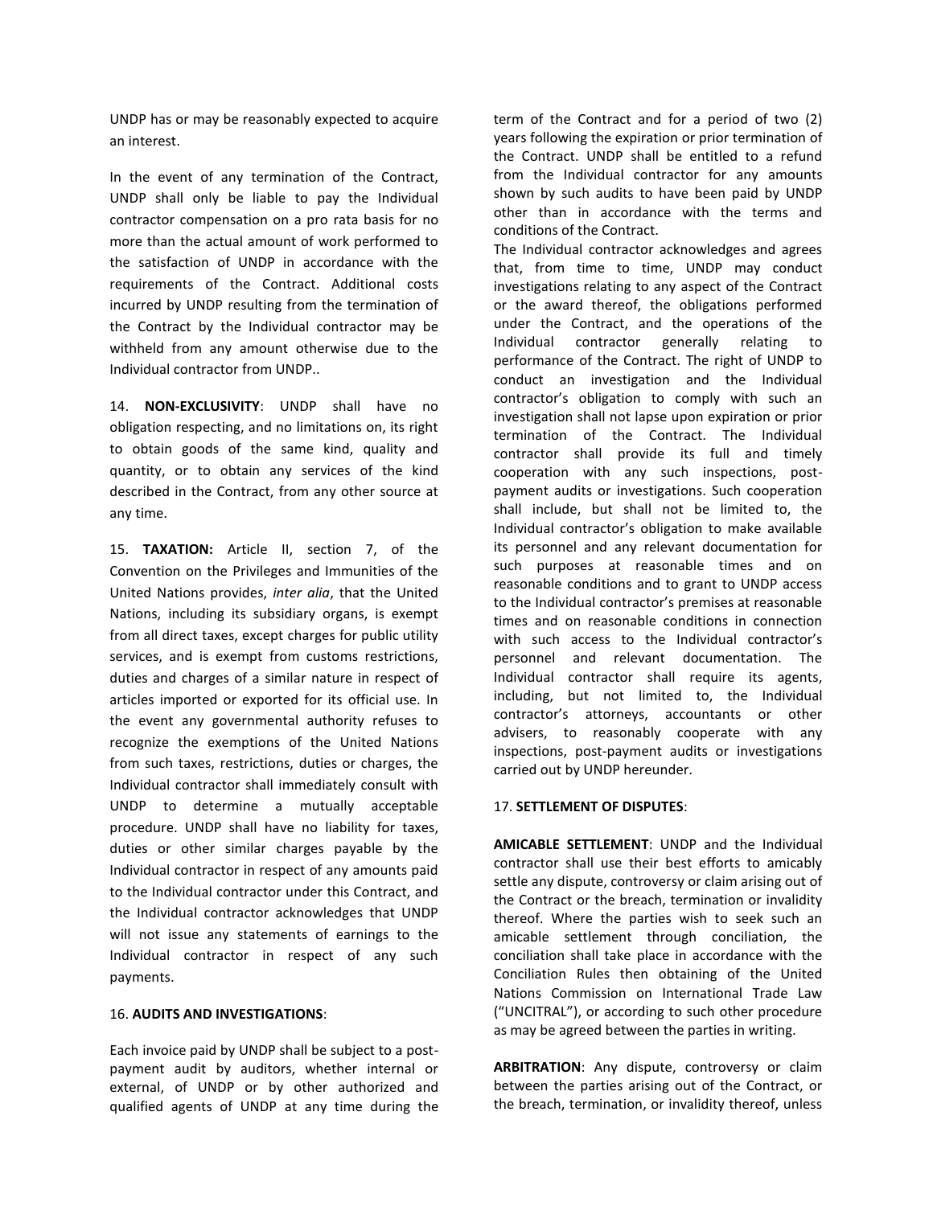UNDP has or may be reasonably expected to acquire an interest.

In the event of any termination of the Contract, UNDP shall only be liable to pay the Individual contractor compensation on a pro rata basis for no more than the actual amount of work performed to the satisfaction of UNDP in accordance with the requirements of the Contract. Additional costs incurred by UNDP resulting from the termination of the Contract by the Individual contractor may be withheld from any amount otherwise due to the Individual contractor from UNDP..

14. **NON-EXCLUSIVITY**: UNDP shall have no obligation respecting, and no limitations on, its right to obtain goods of the same kind, quality and quantity, or to obtain any services of the kind described in the Contract, from any other source at any time.

15. **TAXATION:** Article II, section 7, of the Convention on the Privileges and Immunities of the United Nations provides, *inter alia*, that the United Nations, including its subsidiary organs, is exempt from all direct taxes, except charges for public utility services, and is exempt from customs restrictions, duties and charges of a similar nature in respect of articles imported or exported for its official use. In the event any governmental authority refuses to recognize the exemptions of the United Nations from such taxes, restrictions, duties or charges, the Individual contractor shall immediately consult with UNDP to determine a mutually acceptable procedure. UNDP shall have no liability for taxes, duties or other similar charges payable by the Individual contractor in respect of any amounts paid to the Individual contractor under this Contract, and the Individual contractor acknowledges that UNDP will not issue any statements of earnings to the Individual contractor in respect of any such payments.

16. **AUDITS AND INVESTIGATIONS**:

Each invoice paid by UNDP shall be subject to a post-payment audit by auditors, whether internal or external, of UNDP or by other authorized and qualified agents of UNDP at any time during the term of the Contract and for a period of two (2) years following the expiration or prior termination of the Contract. UNDP shall be entitled to a refund from the Individual contractor for any amounts shown by such audits to have been paid by UNDP other than in accordance with the terms and conditions of the Contract.

The Individual contractor acknowledges and agrees that, from time to time, UNDP may conduct investigations relating to any aspect of the Contract or the award thereof, the obligations performed under the Contract, and the operations of the Individual contractor generally relating to performance of the Contract. The right of UNDP to conduct an investigation and the Individual contractor's obligation to comply with such an investigation shall not lapse upon expiration or prior termination of the Contract. The Individual contractor shall provide its full and timely cooperation with any such inspections, post-payment audits or investigations. Such cooperation shall include, but shall not be limited to, the Individual contractor's obligation to make available its personnel and any relevant documentation for such purposes at reasonable times and on reasonable conditions and to grant to UNDP access to the Individual contractor's premises at reasonable times and on reasonable conditions in connection with such access to the Individual contractor's personnel and relevant documentation. The Individual contractor shall require its agents, including, but not limited to, the Individual contractor's attorneys, accountants or other advisers, to reasonably cooperate with any inspections, post-payment audits or investigations carried out by UNDP hereunder.

17. **SETTLEMENT OF DISPUTES**:

**AMICABLE SETTLEMENT**: UNDP and the Individual contractor shall use their best efforts to amicably settle any dispute, controversy or claim arising out of the Contract or the breach, termination or invalidity thereof. Where the parties wish to seek such an amicable settlement through conciliation, the conciliation shall take place in accordance with the Conciliation Rules then obtaining of the United Nations Commission on International Trade Law ("UNCITRAL"), or according to such other procedure as may be agreed between the parties in writing.

**ARBITRATION**: Any dispute, controversy or claim between the parties arising out of the Contract, or the breach, termination, or invalidity thereof, unless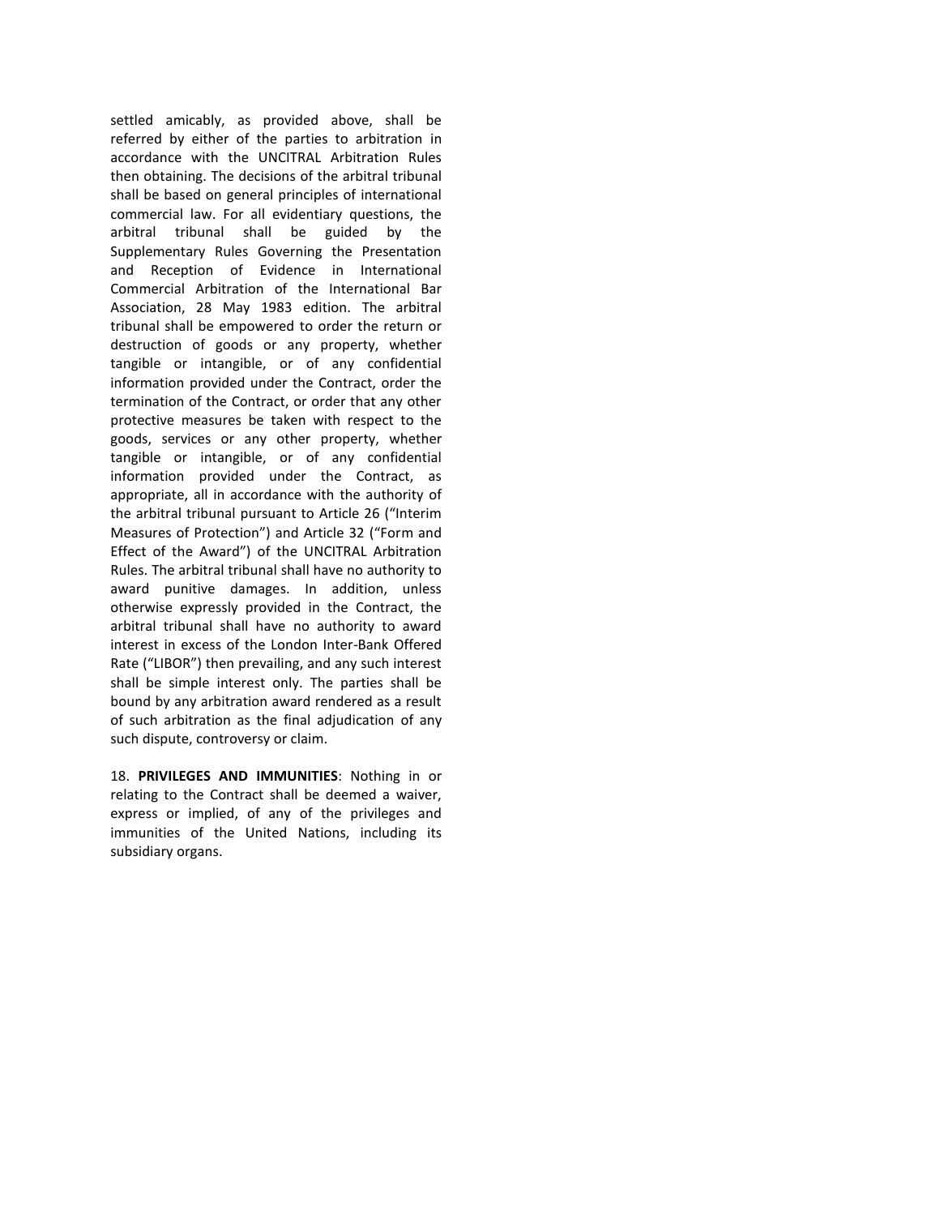settled amicably, as provided above, shall be referred by either of the parties to arbitration in accordance with the UNCITRAL Arbitration Rules then obtaining. The decisions of the arbitral tribunal shall be based on general principles of international commercial law. For all evidentiary questions, the arbitral tribunal shall be guided by the Supplementary Rules Governing the Presentation and Reception of Evidence in International Commercial Arbitration of the International Bar Association, 28 May 1983 edition. The arbitral tribunal shall be empowered to order the return or destruction of goods or any property, whether tangible or intangible, or of any confidential information provided under the Contract, order the termination of the Contract, or order that any other protective measures be taken with respect to the goods, services or any other property, whether tangible or intangible, or of any confidential information provided under the Contract, as appropriate, all in accordance with the authority of the arbitral tribunal pursuant to Article 26 ("Interim Measures of Protection") and Article 32 ("Form and Effect of the Award") of the UNCITRAL Arbitration Rules. The arbitral tribunal shall have no authority to award punitive damages. In addition, unless otherwise expressly provided in the Contract, the arbitral tribunal shall have no authority to award interest in excess of the London Inter-Bank Offered Rate ("LIBOR") then prevailing, and any such interest shall be simple interest only. The parties shall be bound by any arbitration award rendered as a result of such arbitration as the final adjudication of any such dispute, controversy or claim.

18. **PRIVILEGES AND IMMUNITIES**: Nothing in or relating to the Contract shall be deemed a waiver, express or implied, of any of the privileges and immunities of the United Nations, including its subsidiary organs.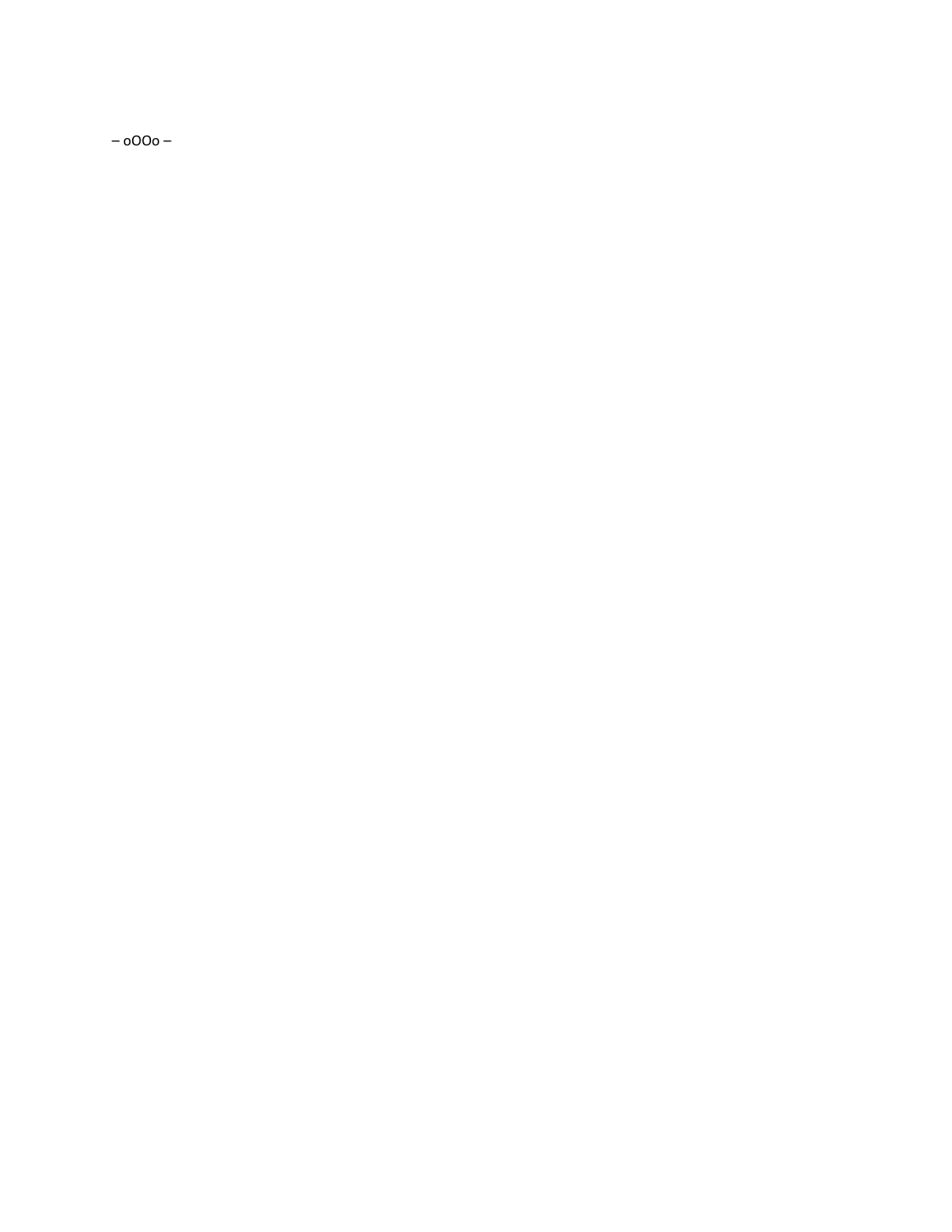– oOOo –